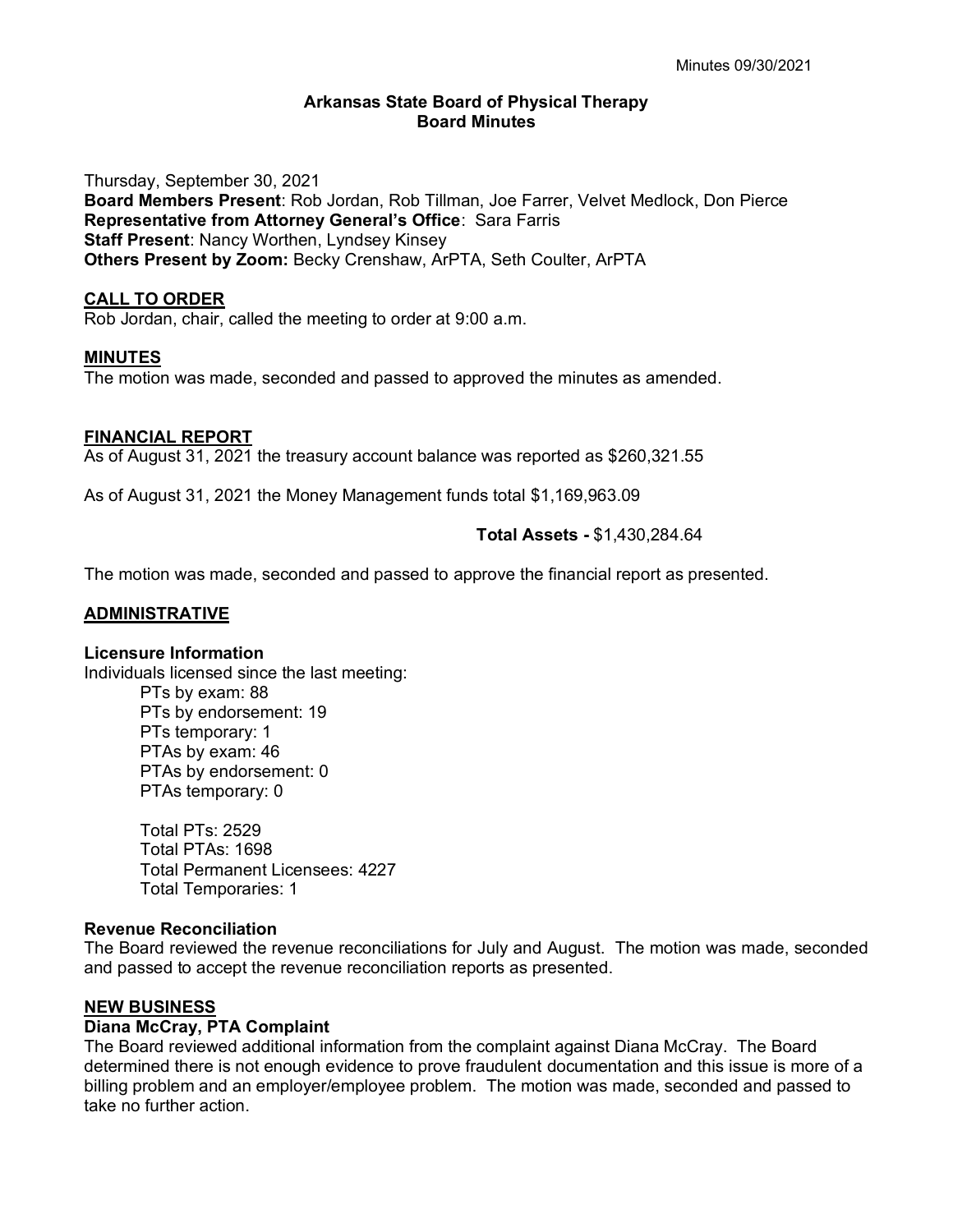Minutes 09/30/2021

# Arkansas State Board of Physical Therapy
## Board Minutes

Thursday, September 30, 2021
**Board Members Present**: Rob Jordan, Rob Tillman, Joe Farrer, Velvet Medlock, Don Pierce
**Representative from Attorney General's Office**: Sara Farris
**Staff Present**: Nancy Worthen, Lyndsey Kinsey
**Others Present by Zoom:** Becky Crenshaw, ArPTA, Seth Coulter, ArPTA

### CALL TO ORDER

Rob Jordan, chair, called the meeting to order at 9:00 a.m.

### MINUTES

The motion was made, seconded and passed to approved the minutes as amended.

### FINANCIAL REPORT

As of August 31, 2021 the treasury account balance was reported as $260,321.55

As of August 31, 2021 the Money Management funds total $1,169,963.09

**Total Assets -** $1,430,284.64

The motion was made, seconded and passed to approve the financial report as presented.

### ADMINISTRATIVE

**Licensure Information**

Individuals licensed since the last meeting:

PTs by exam: 88
PTs by endorsement: 19
PTs temporary: 1
PTAs by exam: 46
PTAs by endorsement: 0
PTAs temporary: 0

Total PTs: 2529
Total PTAs: 1698
Total Permanent Licensees: 4227
Total Temporaries: 1

**Revenue Reconciliation**

The Board reviewed the revenue reconciliations for July and August. The motion was made, seconded and passed to accept the revenue reconciliation reports as presented.

### NEW BUSINESS

**Diana McCray, PTA Complaint**

The Board reviewed additional information from the complaint against Diana McCray. The Board determined there is not enough evidence to prove fraudulent documentation and this issue is more of a billing problem and an employer/employee problem. The motion was made, seconded and passed to take no further action.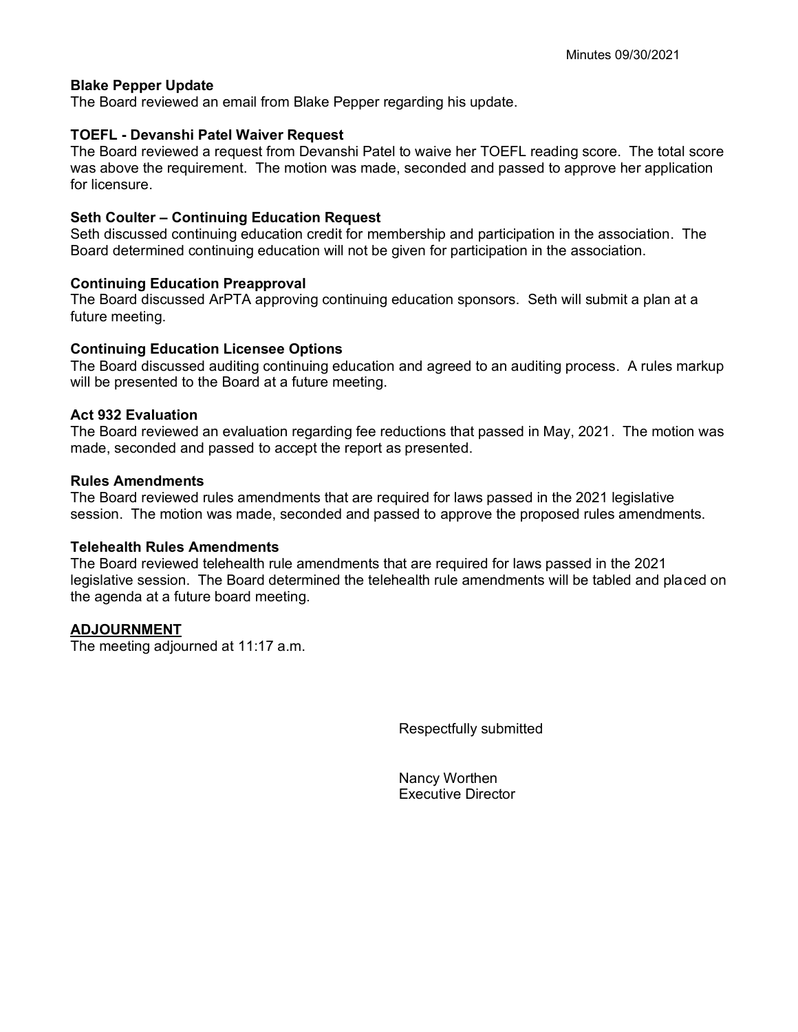**Blake Pepper Update**
The Board reviewed an email from Blake Pepper regarding his update.

**TOEFL - Devanshi Patel Waiver Request**
The Board reviewed a request from Devanshi Patel to waive her TOEFL reading score. The total score was above the requirement. The motion was made, seconded and passed to approve her application for licensure.

**Seth Coulter – Continuing Education Request**
Seth discussed continuing education credit for membership and participation in the association. The Board determined continuing education will not be given for participation in the association.

**Continuing Education Preapproval**
The Board discussed ArPTA approving continuing education sponsors. Seth will submit a plan at a future meeting.

**Continuing Education Licensee Options**
The Board discussed auditing continuing education and agreed to an auditing process. A rules markup will be presented to the Board at a future meeting.

**Act 932 Evaluation**
The Board reviewed an evaluation regarding fee reductions that passed in May, 2021. The motion was made, seconded and passed to accept the report as presented.

**Rules Amendments**
The Board reviewed rules amendments that are required for laws passed in the 2021 legislative session. The motion was made, seconded and passed to approve the proposed rules amendments.

**Telehealth Rules Amendments**
The Board reviewed telehealth rule amendments that are required for laws passed in the 2021 legislative session. The Board determined the telehealth rule amendments will be tabled and placed on the agenda at a future board meeting.

**ADJOURNMENT**
The meeting adjourned at 11:17 a.m.

Respectfully submitted

Nancy Worthen
Executive Director